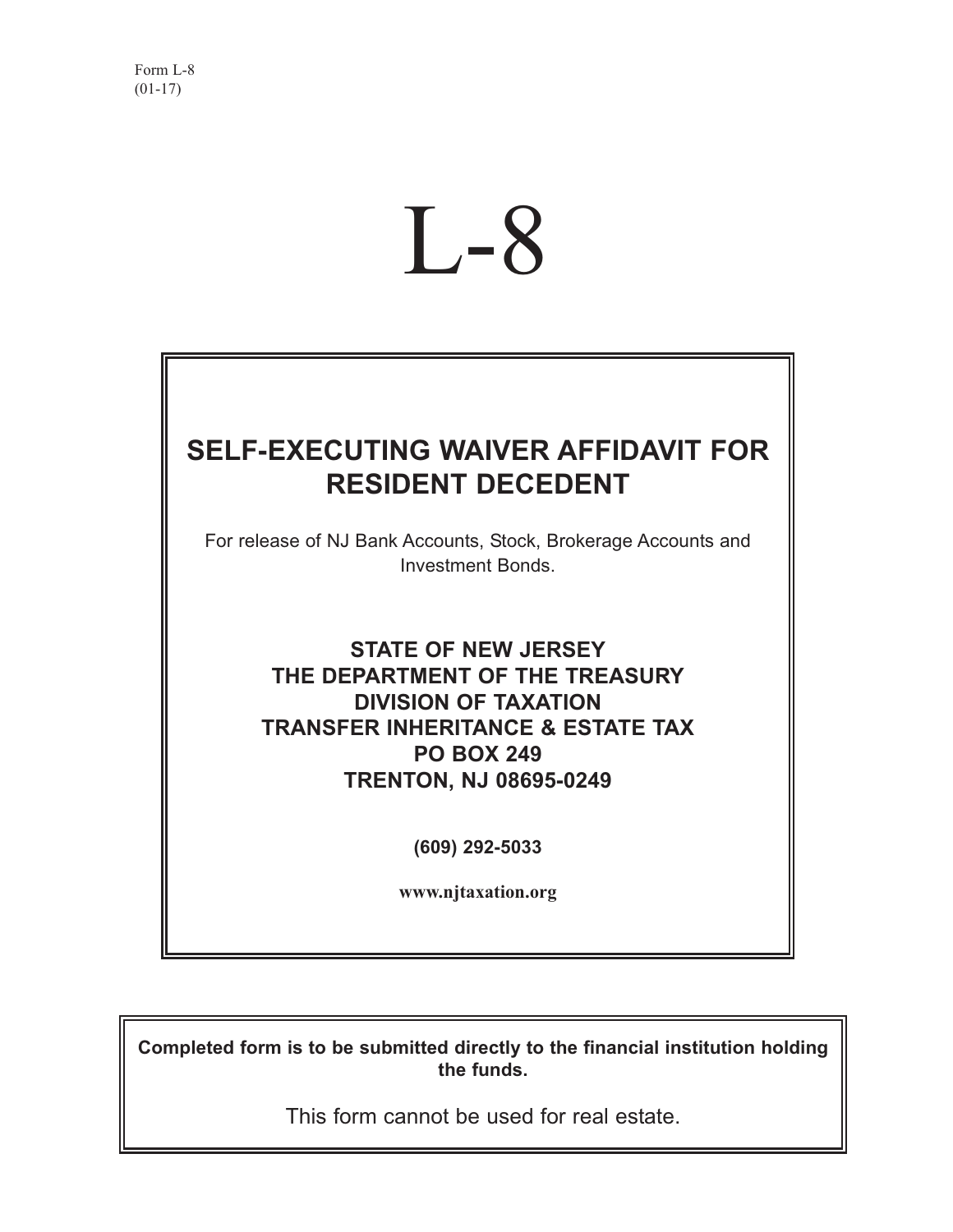Form L-8
(01-17)

# L-8

## SELF-EXECUTING WAIVER AFFIDAVIT FOR RESIDENT DECEDENT

For release of NJ Bank Accounts, Stock, Brokerage Accounts and Investment Bonds.

**STATE OF NEW JERSEY**
**THE DEPARTMENT OF THE TREASURY**
**DIVISION OF TAXATION**
**TRANSFER INHERITANCE & ESTATE TAX**
**PO BOX 249**
**TRENTON, NJ 08695-0249**

**(609) 292-5033**

**www.njtaxation.org**

**Completed form is to be submitted directly to the financial institution holding the funds.**

This form cannot be used for real estate.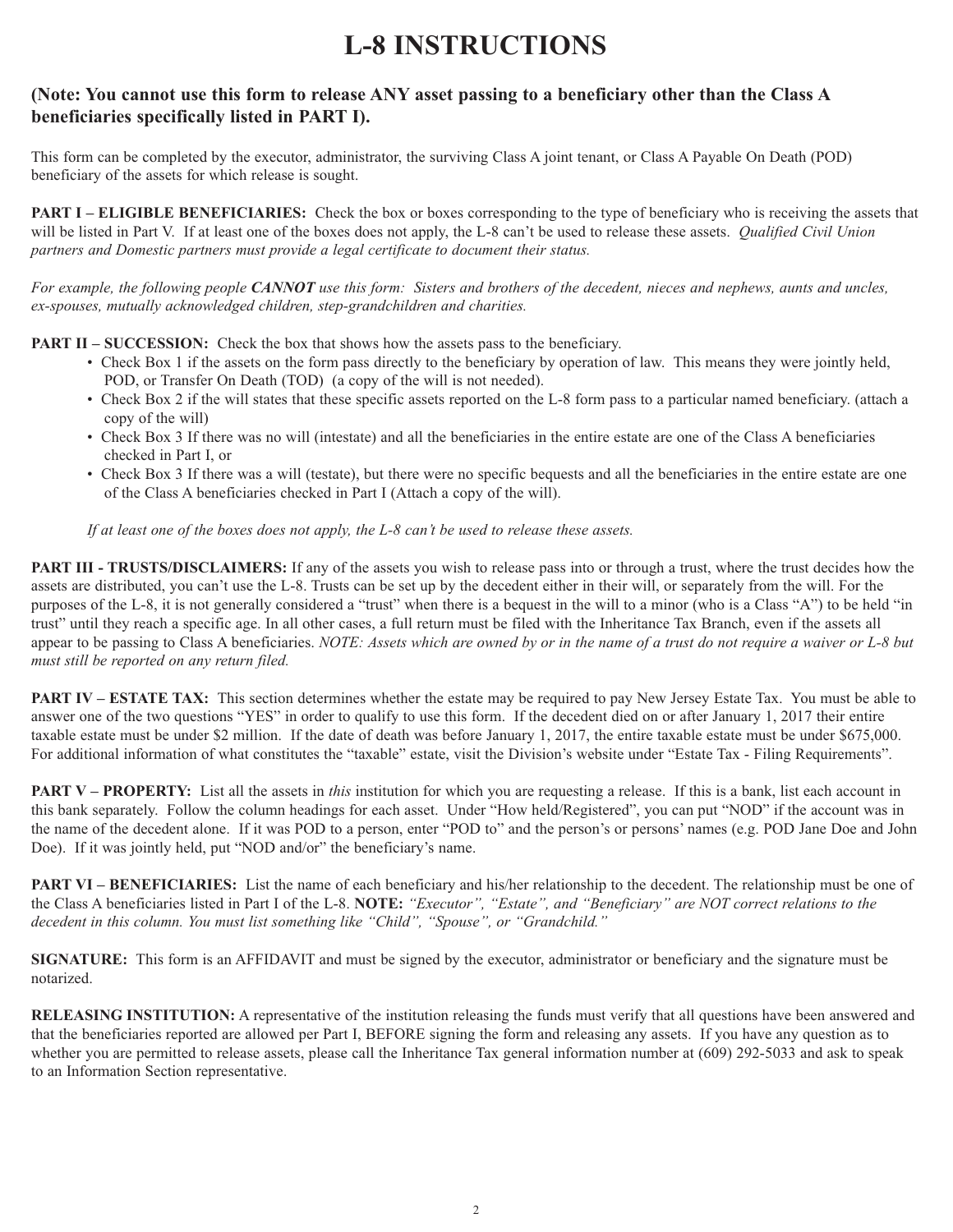# L-8 INSTRUCTIONS

**(Note: You cannot use this form to release ANY asset passing to a beneficiary other than the Class A beneficiaries specifically listed in PART I).**

This form can be completed by the executor, administrator, the surviving Class A joint tenant, or Class A Payable On Death (POD) beneficiary of the assets for which release is sought.

**PART I – ELIGIBLE BENEFICIARIES:** Check the box or boxes corresponding to the type of beneficiary who is receiving the assets that will be listed in Part V. If at least one of the boxes does not apply, the L-8 can't be used to release these assets. *Qualified Civil Union partners and Domestic partners must provide a legal certificate to document their status.*

*For example, the following people **CANNOT** use this form: Sisters and brothers of the decedent, nieces and nephews, aunts and uncles, ex-spouses, mutually acknowledged children, step-grandchildren and charities.*

**PART II – SUCCESSION:** Check the box that shows how the assets pass to the beneficiary.

- Check Box 1 if the assets on the form pass directly to the beneficiary by operation of law. This means they were jointly held, POD, or Transfer On Death (TOD) (a copy of the will is not needed).
- Check Box 2 if the will states that these specific assets reported on the L-8 form pass to a particular named beneficiary. (attach a copy of the will)
- Check Box 3 If there was no will (intestate) and all the beneficiaries in the entire estate are one of the Class A beneficiaries checked in Part I, or
- Check Box 3 If there was a will (testate), but there were no specific bequests and all the beneficiaries in the entire estate are one of the Class A beneficiaries checked in Part I (Attach a copy of the will).

*If at least one of the boxes does not apply, the L-8 can't be used to release these assets.*

**PART III - TRUSTS/DISCLAIMERS:** If any of the assets you wish to release pass into or through a trust, where the trust decides how the assets are distributed, you can't use the L-8. Trusts can be set up by the decedent either in their will, or separately from the will. For the purposes of the L-8, it is not generally considered a "trust" when there is a bequest in the will to a minor (who is a Class "A") to be held "in trust" until they reach a specific age. In all other cases, a full return must be filed with the Inheritance Tax Branch, even if the assets all appear to be passing to Class A beneficiaries. *NOTE: Assets which are owned by or in the name of a trust do not require a waiver or L-8 but must still be reported on any return filed.*

**PART IV – ESTATE TAX:** This section determines whether the estate may be required to pay New Jersey Estate Tax. You must be able to answer one of the two questions "YES" in order to qualify to use this form. If the decedent died on or after January 1, 2017 their entire taxable estate must be under $2 million. If the date of death was before January 1, 2017, the entire taxable estate must be under $675,000. For additional information of what constitutes the "taxable" estate, visit the Division's website under "Estate Tax - Filing Requirements".

**PART V – PROPERTY:** List all the assets in *this* institution for which you are requesting a release. If this is a bank, list each account in this bank separately. Follow the column headings for each asset. Under "How held/Registered", you can put "NOD" if the account was in the name of the decedent alone. If it was POD to a person, enter "POD to" and the person's or persons' names (e.g. POD Jane Doe and John Doe). If it was jointly held, put "NOD and/or" the beneficiary's name.

**PART VI – BENEFICIARIES:** List the name of each beneficiary and his/her relationship to the decedent. The relationship must be one of the Class A beneficiaries listed in Part I of the L-8. **NOTE:** *"Executor", "Estate", and "Beneficiary" are NOT correct relations to the decedent in this column. You must list something like "Child", "Spouse", or "Grandchild."*

**SIGNATURE:** This form is an AFFIDAVIT and must be signed by the executor, administrator or beneficiary and the signature must be notarized.

**RELEASING INSTITUTION:** A representative of the institution releasing the funds must verify that all questions have been answered and that the beneficiaries reported are allowed per Part I, BEFORE signing the form and releasing any assets. If you have any question as to whether you are permitted to release assets, please call the Inheritance Tax general information number at (609) 292-5033 and ask to speak to an Information Section representative.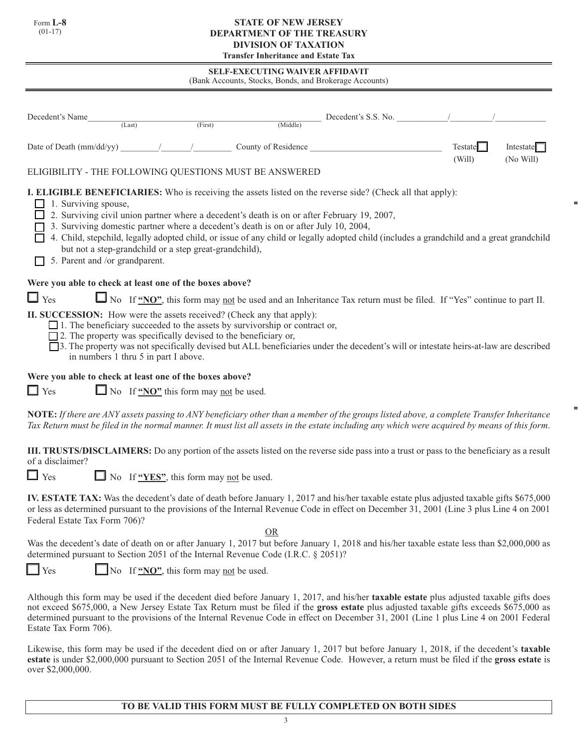Form **L-8**
(01-17)

**STATE OF NEW JERSEY**
**DEPARTMENT OF THE TREASURY**
**DIVISION OF TAXATION**
**Transfer Inheritance and Estate Tax**

## SELF-EXECUTING WAIVER AFFIDAVIT
(Bank Accounts, Stocks, Bonds, and Brokerage Accounts)

Decedent's Name________________________________________ Decedent's S.S. No. _________/_________/_________
(Last) (First) (Middle)

Date of Death (mm/dd/yy) ________/______/________ County of Residence ____________________________ Testate ☐ (Will) Intestate ☐ (No Will)

ELIGIBILITY - THE FOLLOWING QUESTIONS MUST BE ANSWERED

**I. ELIGIBLE BENEFICIARIES:** Who is receiving the assets listed on the reverse side? (Check all that apply):

- ☐ 1. Surviving spouse,
- ☐ 2. Surviving civil union partner where a decedent's death is on or after February 19, 2007,
- ☐ 3. Surviving domestic partner where a decedent's death is on or after July 10, 2004,
- ☐ 4. Child, stepchild, legally adopted child, or issue of any child or legally adopted child (includes a grandchild and a great grandchild but not a step-grandchild or a step great-grandchild),
- ☐ 5. Parent and /or grandparent.

**Were you able to check at least one of the boxes above?**

☐ Yes ☐ No If **"NO"**, this form may not be used and an Inheritance Tax return must be filed. If "Yes" continue to part II.

**II. SUCCESSION:** How were the assets received? (Check any that apply):

- ☐ 1. The beneficiary succeeded to the assets by survivorship or contract or,
- ☐ 2. The property was specifically devised to the beneficiary or,
- ☐ 3. The property was not specifically devised but ALL beneficiaries under the decedent's will or intestate heirs-at-law are described in numbers 1 thru 5 in part I above.

**Were you able to check at least one of the boxes above?**

☐ Yes ☐ No If **"NO"** this form may not be used.

**NOTE:** *If there are ANY assets passing to ANY beneficiary other than a member of the groups listed above, a complete Transfer Inheritance Tax Return must be filed in the normal manner. It must list all assets in the estate including any which were acquired by means of this form.*

**III. TRUSTS/DISCLAIMERS:** Do any portion of the assets listed on the reverse side pass into a trust or pass to the beneficiary as a result of a disclaimer?

☐ Yes ☐ No If **"YES"**, this form may not be used.

**IV. ESTATE TAX:** Was the decedent's date of death before January 1, 2017 and his/her taxable estate plus adjusted taxable gifts $675,000 or less as determined pursuant to the provisions of the Internal Revenue Code in effect on December 31, 2001 (Line 3 plus Line 4 on 2001 Federal Estate Tax Form 706)?

OR

Was the decedent's date of death on or after January 1, 2017 but before January 1, 2018 and his/her taxable estate less than $2,000,000 as determined pursuant to Section 2051 of the Internal Revenue Code (I.R.C. § 2051)?

☐ Yes ☐ No If **"NO"**, this form may not be used.

Although this form may be used if the decedent died before January 1, 2017, and his/her **taxable estate** plus adjusted taxable gifts does not exceed $675,000, a New Jersey Estate Tax Return must be filed if the **gross estate** plus adjusted taxable gifts exceeds $675,000 as determined pursuant to the provisions of the Internal Revenue Code in effect on December 31, 2001 (Line 1 plus Line 4 on 2001 Federal Estate Tax Form 706).

Likewise, this form may be used if the decedent died on or after January 1, 2017 but before January 1, 2018, if the decedent's **taxable estate** is under $2,000,000 pursuant to Section 2051 of the Internal Revenue Code. However, a return must be filed if the **gross estate** is over $2,000,000.

**TO BE VALID THIS FORM MUST BE FULLY COMPLETED ON BOTH SIDES**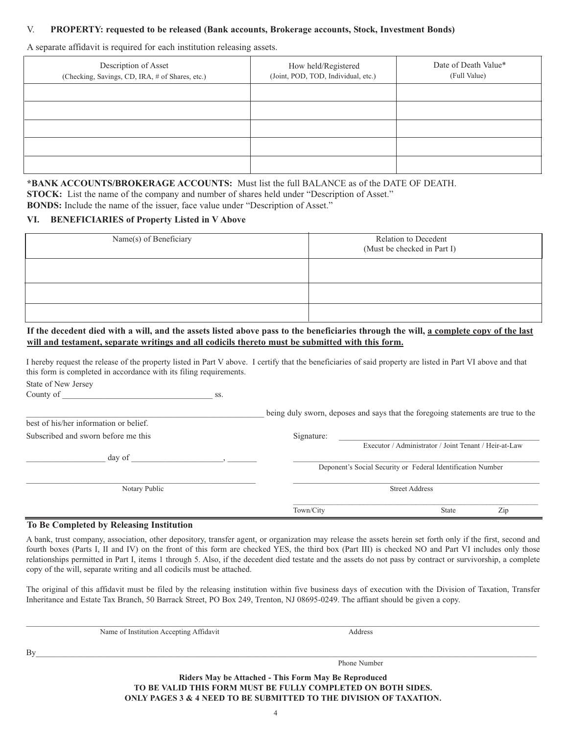## V. PROPERTY: requested to be released (Bank accounts, Brokerage accounts, Stock, Investment Bonds)

A separate affidavit is required for each institution releasing assets.

| Description of Asset (Checking, Savings, CD, IRA, # of Shares, etc.) | How held/Registered (Joint, POD, TOD, Individual, etc.) | Date of Death Value* (Full Value) |
|---|---|---|
| | | |
| | | |
| | | |
| | | |
| | | |

**\*BANK ACCOUNTS/BROKERAGE ACCOUNTS:** Must list the full BALANCE as of the DATE OF DEATH.
**STOCK:** List the name of the company and number of shares held under "Description of Asset."
**BONDS:** Include the name of the issuer, face value under "Description of Asset."

## VI. BENEFICIARIES of Property Listed in V Above

| Name(s) of Beneficiary | Relation to Decedent (Must be checked in Part I) |
|---|---|
| | |
| | |
| | |

**If the decedent died with a will, and the assets listed above pass to the beneficiaries through the will, <u>a complete copy of the last will and testament, separate writings and all codicils thereto must be submitted with this form.</u>**

I hereby request the release of the property listed in Part V above. I certify that the beneficiaries of said property are listed in Part VI above and that this form is completed in accordance with its filing requirements.

State of New Jersey
County of ____________________________________ ss.

____________________________________________________ being duly sworn, deposes and says that the foregoing statements are true to the best of his/her information or belief.

Subscribed and sworn before me this

__________________ day of _____________________, _______

____________________________________________________
Notary Public

Signature: ____________________________________________________
Executor / Administrator / Joint Tenant / Heir-at-Law

____________________________________________________
Deponent's Social Security or Federal Identification Number

____________________________________________________
Street Address

____________________________________________________
Town/City State Zip

### To Be Completed by Releasing Institution

A bank, trust company, association, other depository, transfer agent, or organization may release the assets herein set forth only if the first, second and fourth boxes (Parts I, II and IV) on the front of this form are checked YES, the third box (Part III) is checked NO and Part VI includes only those relationships permitted in Part I, items 1 through 5. Also, if the decedent died testate and the assets do not pass by contract or survivorship, a complete copy of the will, separate writing and all codicils must be attached.

The original of this affidavit must be filed by the releasing institution within five business days of execution with the Division of Taxation, Transfer Inheritance and Estate Tax Branch, 50 Barrack Street, PO Box 249, Trenton, NJ 08695-0249. The affiant should be given a copy.

____________________________________________________________________________________________________
Name of Institution Accepting Affidavit Address

By__________________________________________________________________________________________________
Phone Number

**Riders May be Attached - This Form May Be Reproduced**
**TO BE VALID THIS FORM MUST BE FULLY COMPLETED ON BOTH SIDES.**
**ONLY PAGES 3 & 4 NEED TO BE SUBMITTED TO THE DIVISION OF TAXATION.**